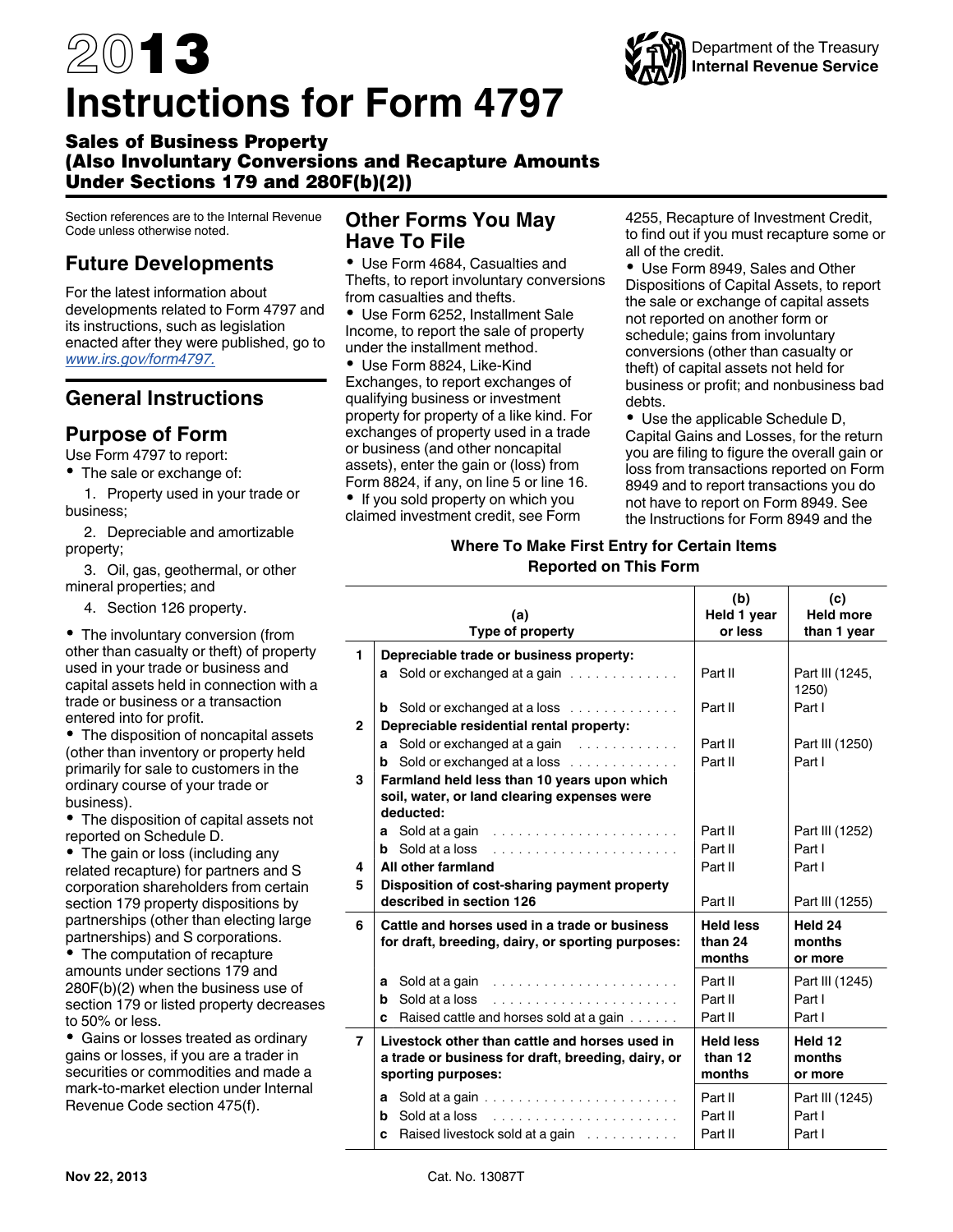# 2013 Instructions for Form 4797

## Sales of Business Property (Also Involuntary Conversions and Recapture Amounts Under Sections 179 and 280F(b)(2))

Department of the Treasury
Internal Revenue Service

Section references are to the Internal Revenue Code unless otherwise noted.

## Future Developments

For the latest information about developments related to Form 4797 and its instructions, such as legislation enacted after they were published, go to *www.irs.gov/form4797.*

## General Instructions

### Purpose of Form

Use Form 4797 to report:

- The sale or exchange of:
  1. Property used in your trade or business;
  2. Depreciable and amortizable property;
  3. Oil, gas, geothermal, or other mineral properties; and
  4. Section 126 property.
- The involuntary conversion (from other than casualty or theft) of property used in your trade or business and capital assets held in connection with a trade or business or a transaction entered into for profit.
- The disposition of noncapital assets (other than inventory or property held primarily for sale to customers in the ordinary course of your trade or business).
- The disposition of capital assets not reported on Schedule D.
- The gain or loss (including any related recapture) for partners and S corporation shareholders from certain section 179 property dispositions by partnerships (other than electing large partnerships) and S corporations.
- The computation of recapture amounts under sections 179 and 280F(b)(2) when the business use of section 179 or listed property decreases to 50% or less.
- Gains or losses treated as ordinary gains or losses, if you are a trader in securities or commodities and made a mark-to-market election under Internal Revenue Code section 475(f).

### Other Forms You May Have To File

- Use Form 4684, Casualties and Thefts, to report involuntary conversions from casualties and thefts.
- Use Form 6252, Installment Sale Income, to report the sale of property under the installment method.
- Use Form 8824, Like-Kind Exchanges, to report exchanges of qualifying business or investment property for property of a like kind. For exchanges of property used in a trade or business (and other noncapital assets), enter the gain or (loss) from Form 8824, if any, on line 5 or line 16.
- If you sold property on which you claimed investment credit, see Form 4255, Recapture of Investment Credit, to find out if you must recapture some or all of the credit.
- Use Form 8949, Sales and Other Dispositions of Capital Assets, to report the sale or exchange of capital assets not reported on another form or schedule; gains from involuntary conversions (other than casualty or theft) of capital assets not held for business or profit; and nonbusiness bad debts.
- Use the applicable Schedule D, Capital Gains and Losses, for the return you are filing to figure the overall gain or loss from transactions reported on Form 8949 and to report transactions you do not have to report on Form 8949. See the Instructions for Form 8949 and the

**Where To Make First Entry for Certain Items Reported on This Form**

| | (a) Type of property | (b) Held 1 year or less | (c) Held more than 1 year |
|---|---|---|---|
| **1** | **Depreciable trade or business property:** | | |
| | **a** Sold or exchanged at a gain | Part II | Part III (1245, 1250) |
| | **b** Sold or exchanged at a loss | Part II | Part I |
| **2** | **Depreciable residential rental property:** | | |
| | **a** Sold or exchanged at a gain | Part II | Part III (1250) |
| | **b** Sold or exchanged at a loss | Part II | Part I |
| **3** | **Farmland held less than 10 years upon which soil, water, or land clearing expenses were deducted:** | | |
| | **a** Sold at a gain | Part II | Part III (1252) |
| | **b** Sold at a loss | Part II | Part I |
| **4** | **All other farmland** | Part II | Part I |
| **5** | **Disposition of cost-sharing payment property described in section 126** | Part II | Part III (1255) |
| **6** | **Cattle and horses used in a trade or business for draft, breeding, dairy, or sporting purposes:** | **Held less than 24 months** | **Held 24 months or more** |
| | **a** Sold at a gain | Part II | Part III (1245) |
| | **b** Sold at a loss | Part II | Part I |
| | **c** Raised cattle and horses sold at a gain | Part II | Part I |
| **7** | **Livestock other than cattle and horses used in a trade or business for draft, breeding, dairy, or sporting purposes:** | **Held less than 12 months** | **Held 12 months or more** |
| | **a** Sold at a gain | Part II | Part III (1245) |
| | **b** Sold at a loss | Part II | Part I |
| | **c** Raised livestock sold at a gain | Part II | Part I |

Nov 22, 2013 Cat. No. 13087T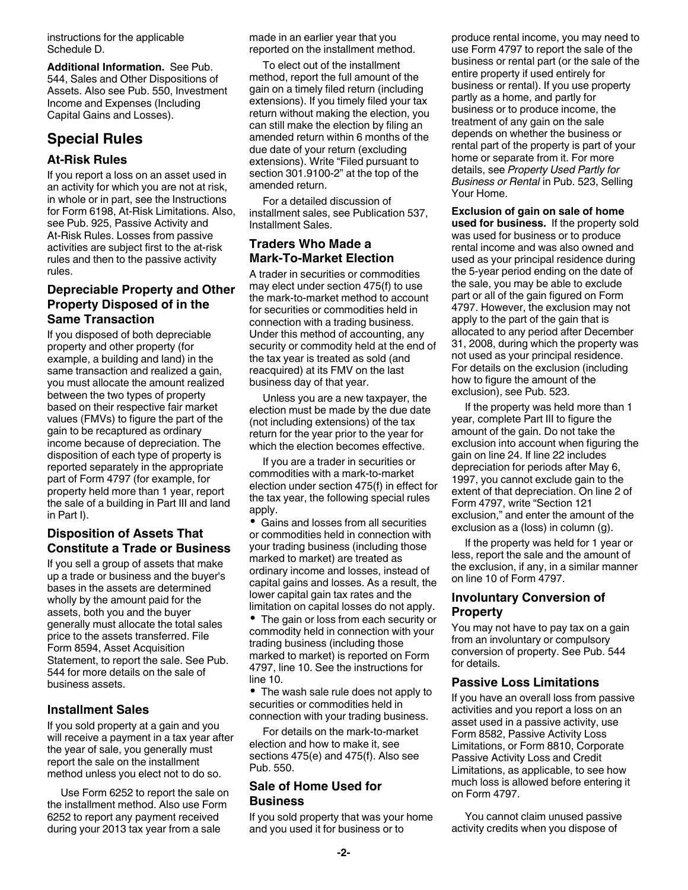instructions for the applicable Schedule D.

**Additional Information.** See Pub. 544, Sales and Other Dispositions of Assets. Also see Pub. 550, Investment Income and Expenses (Including Capital Gains and Losses).

## Special Rules

### At-Risk Rules

If you report a loss on an asset used in an activity for which you are not at risk, in whole or in part, see the Instructions for Form 6198, At-Risk Limitations. Also, see Pub. 925, Passive Activity and At-Risk Rules. Losses from passive activities are subject first to the at-risk rules and then to the passive activity rules.

### Depreciable Property and Other Property Disposed of in the Same Transaction

If you disposed of both depreciable property and other property (for example, a building and land) in the same transaction and realized a gain, you must allocate the amount realized between the two types of property based on their respective fair market values (FMVs) to figure the part of the gain to be recaptured as ordinary income because of depreciation. The disposition of each type of property is reported separately in the appropriate part of Form 4797 (for example, for property held more than 1 year, report the sale of a building in Part III and land in Part I).

### Disposition of Assets That Constitute a Trade or Business

If you sell a group of assets that make up a trade or business and the buyer's bases in the assets are determined wholly by the amount paid for the assets, both you and the buyer generally must allocate the total sales price to the assets transferred. File Form 8594, Asset Acquisition Statement, to report the sale. See Pub. 544 for more details on the sale of business assets.

### Installment Sales

If you sold property at a gain and you will receive a payment in a tax year after the year of sale, you generally must report the sale on the installment method unless you elect not to do so.

Use Form 6252 to report the sale on the installment method. Also use Form 6252 to report any payment received during your 2013 tax year from a sale made in an earlier year that you reported on the installment method.

To elect out of the installment method, report the full amount of the gain on a timely filed return (including extensions). If you timely filed your tax return without making the election, you can still make the election by filing an amended return within 6 months of the due date of your return (excluding extensions). Write "Filed pursuant to section 301.9100-2" at the top of the amended return.

For a detailed discussion of installment sales, see Publication 537, Installment Sales.

### Traders Who Made a Mark-To-Market Election

A trader in securities or commodities may elect under section 475(f) to use the mark-to-market method to account for securities or commodities held in connection with a trading business. Under this method of accounting, any security or commodity held at the end of the tax year is treated as sold (and reacquired) at its FMV on the last business day of that year.

Unless you are a new taxpayer, the election must be made by the due date (not including extensions) of the tax return for the year prior to the year for which the election becomes effective.

If you are a trader in securities or commodities with a mark-to-market election under section 475(f) in effect for the tax year, the following special rules apply.

- Gains and losses from all securities or commodities held in connection with your trading business (including those marked to market) are treated as ordinary income and losses, instead of capital gains and losses. As a result, the lower capital gain tax rates and the limitation on capital losses do not apply.
- The gain or loss from each security or commodity held in connection with your trading business (including those marked to market) is reported on Form 4797, line 10. See the instructions for line 10.
- The wash sale rule does not apply to securities or commodities held in connection with your trading business.

For details on the mark-to-market election and how to make it, see sections 475(e) and 475(f). Also see Pub. 550.

### Sale of Home Used for Business

If you sold property that was your home and you used it for business or to produce rental income, you may need to use Form 4797 to report the sale of the business or rental part (or the sale of the entire property if used entirely for business or rental). If you use property partly as a home, and partly for business or to produce income, the treatment of any gain on the sale depends on whether the business or rental part of the property is part of your home or separate from it. For more details, see *Property Used Partly for Business or Rental* in Pub. 523, Selling Your Home.

**Exclusion of gain on sale of home used for business.** If the property sold was used for business or to produce rental income and was also owned and used as your principal residence during the 5-year period ending on the date of the sale, you may be able to exclude part or all of the gain figured on Form 4797. However, the exclusion may not apply to the part of the gain that is allocated to any period after December 31, 2008, during which the property was not used as your principal residence. For details on the exclusion (including how to figure the amount of the exclusion), see Pub. 523.

If the property was held more than 1 year, complete Part III to figure the amount of the gain. Do not take the exclusion into account when figuring the gain on line 24. If line 22 includes depreciation for periods after May 6, 1997, you cannot exclude gain to the extent of that depreciation. On line 2 of Form 4797, write "Section 121 exclusion," and enter the amount of the exclusion as a (loss) in column (g).

If the property was held for 1 year or less, report the sale and the amount of the exclusion, if any, in a similar manner on line 10 of Form 4797.

### Involuntary Conversion of Property

You may not have to pay tax on a gain from an involuntary or compulsory conversion of property. See Pub. 544 for details.

### Passive Loss Limitations

If you have an overall loss from passive activities and you report a loss on an asset used in a passive activity, use Form 8582, Passive Activity Loss Limitations, or Form 8810, Corporate Passive Activity Loss and Credit Limitations, as applicable, to see how much loss is allowed before entering it on Form 4797.

You cannot claim unused passive activity credits when you dispose of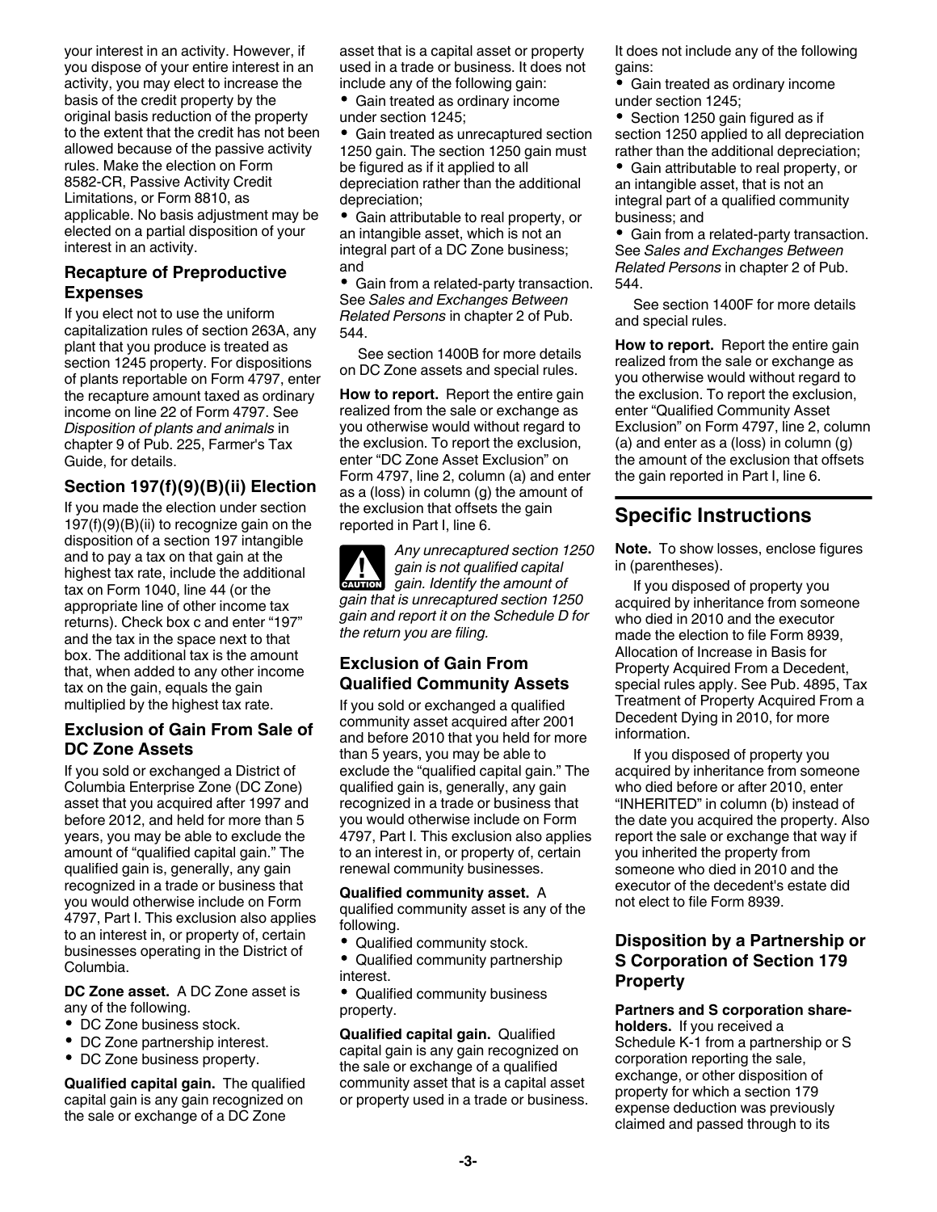your interest in an activity. However, if you dispose of your entire interest in an activity, you may elect to increase the basis of the credit property by the original basis reduction of the property to the extent that the credit has not been allowed because of the passive activity rules. Make the election on Form 8582-CR, Passive Activity Credit Limitations, or Form 8810, as applicable. No basis adjustment may be elected on a partial disposition of your interest in an activity.

### Recapture of Preproductive Expenses

If you elect not to use the uniform capitalization rules of section 263A, any plant that you produce is treated as section 1245 property. For dispositions of plants reportable on Form 4797, enter the recapture amount taxed as ordinary income on line 22 of Form 4797. See *Disposition of plants and animals* in chapter 9 of Pub. 225, Farmer's Tax Guide, for details.

### Section 197(f)(9)(B)(ii) Election

If you made the election under section 197(f)(9)(B)(ii) to recognize gain on the disposition of a section 197 intangible and to pay a tax on that gain at the highest tax rate, include the additional tax on Form 1040, line 44 (or the appropriate line of other income tax returns). Check box c and enter "197" and the tax in the space next to that box. The additional tax is the amount that, when added to any other income tax on the gain, equals the gain multiplied by the highest tax rate.

### Exclusion of Gain From Sale of DC Zone Assets

If you sold or exchanged a District of Columbia Enterprise Zone (DC Zone) asset that you acquired after 1997 and before 2012, and held for more than 5 years, you may be able to exclude the amount of "qualified capital gain." The qualified gain is, generally, any gain recognized in a trade or business that you would otherwise include on Form 4797, Part I. This exclusion also applies to an interest in, or property of, certain businesses operating in the District of Columbia.

**DC Zone asset.** A DC Zone asset is any of the following.

- DC Zone business stock.
- DC Zone partnership interest.
- DC Zone business property.

**Qualified capital gain.** The qualified capital gain is any gain recognized on the sale or exchange of a DC Zone asset that is a capital asset or property used in a trade or business. It does not include any of the following gain:

- Gain treated as ordinary income under section 1245;
- Gain treated as unrecaptured section 1250 gain. The section 1250 gain must be figured as if it applied to all depreciation rather than the additional depreciation;
- Gain attributable to real property, or an intangible asset, which is not an integral part of a DC Zone business; and
- Gain from a related-party transaction. See *Sales and Exchanges Between Related Persons* in chapter 2 of Pub. 544.

See section 1400B for more details on DC Zone assets and special rules.

**How to report.** Report the entire gain realized from the sale or exchange as you otherwise would without regard to the exclusion. To report the exclusion, enter "DC Zone Asset Exclusion" on Form 4797, line 2, column (a) and enter as a (loss) in column (g) the amount of the exclusion that offsets the gain reported in Part I, line 6.

**CAUTION** *Any unrecaptured section 1250 gain is not qualified capital gain. Identify the amount of gain that is unrecaptured section 1250 gain and report it on the Schedule D for the return you are filing.*

### Exclusion of Gain From Qualified Community Assets

If you sold or exchanged a qualified community asset acquired after 2001 and before 2010 that you held for more than 5 years, you may be able to exclude the "qualified capital gain." The qualified gain is, generally, any gain recognized in a trade or business that you would otherwise include on Form 4797, Part I. This exclusion also applies to an interest in, or property of, certain renewal community businesses.

**Qualified community asset.** A qualified community asset is any of the following.

- Qualified community stock.
- Qualified community partnership interest.
- Qualified community business property.

**Qualified capital gain.** Qualified capital gain is any gain recognized on the sale or exchange of a qualified community asset that is a capital asset or property used in a trade or business. It does not include any of the following gains:

- Gain treated as ordinary income under section 1245;
- Section 1250 gain figured as if section 1250 applied to all depreciation rather than the additional depreciation;
- Gain attributable to real property, or an intangible asset, that is not an integral part of a qualified community business; and
- Gain from a related-party transaction. See *Sales and Exchanges Between Related Persons* in chapter 2 of Pub. 544.

See section 1400F for more details and special rules.

**How to report.** Report the entire gain realized from the sale or exchange as you otherwise would without regard to the exclusion. To report the exclusion, enter "Qualified Community Asset Exclusion" on Form 4797, line 2, column (a) and enter as a (loss) in column (g) the amount of the exclusion that offsets the gain reported in Part I, line 6.

## Specific Instructions

**Note.** To show losses, enclose figures in (parentheses).

If you disposed of property you acquired by inheritance from someone who died in 2010 and the executor made the election to file Form 8939, Allocation of Increase in Basis for Property Acquired From a Decedent, special rules apply. See Pub. 4895, Tax Treatment of Property Acquired From a Decedent Dying in 2010, for more information.

If you disposed of property you acquired by inheritance from someone who died before or after 2010, enter "INHERITED" in column (b) instead of the date you acquired the property. Also report the sale or exchange that way if you inherited the property from someone who died in 2010 and the executor of the decedent's estate did not elect to file Form 8939.

### Disposition by a Partnership or S Corporation of Section 179 Property

**Partners and S corporation shareholders.** If you received a Schedule K-1 from a partnership or S corporation reporting the sale, exchange, or other disposition of property for which a section 179 expense deduction was previously claimed and passed through to its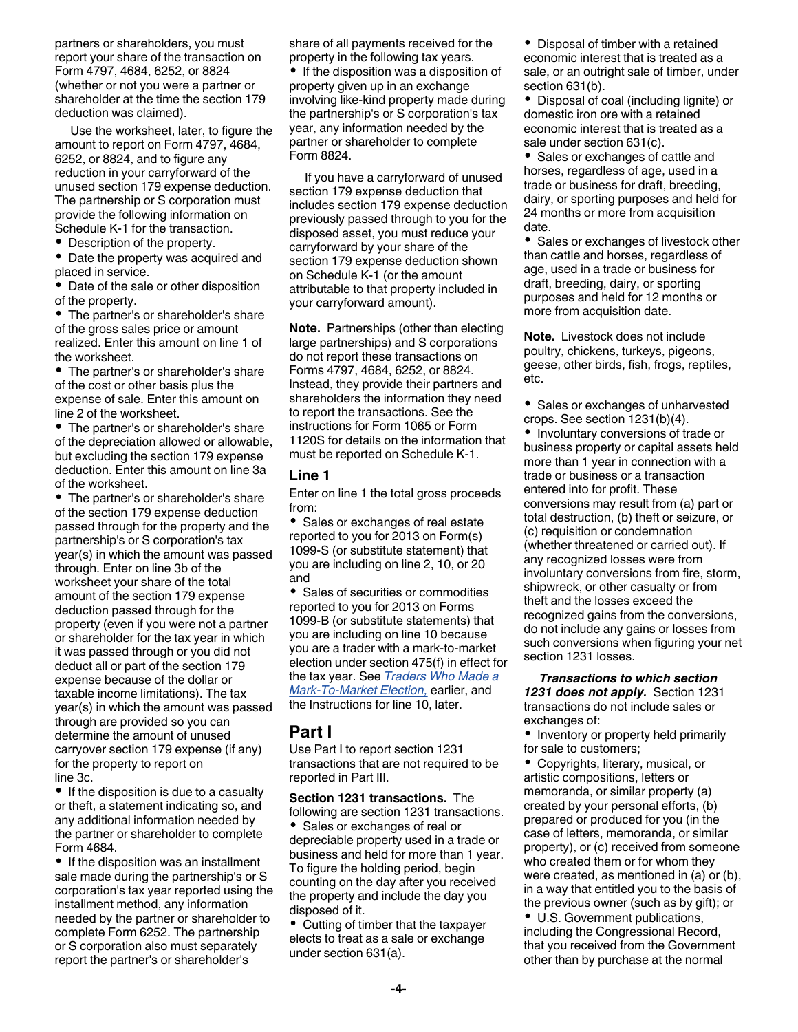partners or shareholders, you must report your share of the transaction on Form 4797, 4684, 6252, or 8824 (whether or not you were a partner or shareholder at the time the section 179 deduction was claimed).

Use the worksheet, later, to figure the amount to report on Form 4797, 4684, 6252, or 8824, and to figure any reduction in your carryforward of the unused section 179 expense deduction. The partnership or S corporation must provide the following information on Schedule K-1 for the transaction.

- Description of the property.
- Date the property was acquired and placed in service.
- Date of the sale or other disposition of the property.
- The partner's or shareholder's share of the gross sales price or amount realized. Enter this amount on line 1 of the worksheet.
- The partner's or shareholder's share of the cost or other basis plus the expense of sale. Enter this amount on line 2 of the worksheet.
- The partner's or shareholder's share of the depreciation allowed or allowable, but excluding the section 179 expense deduction. Enter this amount on line 3a of the worksheet.
- The partner's or shareholder's share of the section 179 expense deduction passed through for the property and the partnership's or S corporation's tax year(s) in which the amount was passed through. Enter on line 3b of the worksheet your share of the total amount of the section 179 expense deduction passed through for the property (even if you were not a partner or shareholder for the tax year in which it was passed through or you did not deduct all or part of the section 179 expense because of the dollar or taxable income limitations). The tax year(s) in which the amount was passed through are provided so you can determine the amount of unused carryover section 179 expense (if any) for the property to report on line 3c.
- If the disposition is due to a casualty or theft, a statement indicating so, and any additional information needed by the partner or shareholder to complete Form 4684.
- If the disposition was an installment sale made during the partnership's or S corporation's tax year reported using the installment method, any information needed by the partner or shareholder to complete Form 6252. The partnership or S corporation also must separately report the partner's or shareholder's share of all payments received for the property in the following tax years.
- If the disposition was a disposition of property given up in an exchange involving like-kind property made during the partnership's or S corporation's tax year, any information needed by the partner or shareholder to complete Form 8824.

If you have a carryforward of unused section 179 expense deduction that includes section 179 expense deduction previously passed through to you for the disposed asset, you must reduce your carryforward by your share of the section 179 expense deduction shown on Schedule K-1 (or the amount attributable to that property included in your carryforward amount).

**Note.** Partnerships (other than electing large partnerships) and S corporations do not report these transactions on Forms 4797, 4684, 6252, or 8824. Instead, they provide their partners and shareholders the information they need to report the transactions. See the instructions for Form 1065 or Form 1120S for details on the information that must be reported on Schedule K-1.

### Line 1

Enter on line 1 the total gross proceeds from:

- Sales or exchanges of real estate reported to you for 2013 on Form(s) 1099-S (or substitute statement) that you are including on line 2, 10, or 20 and
- Sales of securities or commodities reported to you for 2013 on Forms 1099-B (or substitute statements) that you are including on line 10 because you are a trader with a mark-to-market election under section 475(f) in effect for the tax year. See *Traders Who Made a Mark-To-Market Election,* earlier, and the Instructions for line 10, later.

## Part I

Use Part I to report section 1231 transactions that are not required to be reported in Part III.

**Section 1231 transactions.** The following are section 1231 transactions.

- Sales or exchanges of real or depreciable property used in a trade or business and held for more than 1 year. To figure the holding period, begin counting on the day after you received the property and include the day you disposed of it.
- Cutting of timber that the taxpayer elects to treat as a sale or exchange under section 631(a).
- Disposal of timber with a retained economic interest that is treated as a sale, or an outright sale of timber, under section 631(b).
- Disposal of coal (including lignite) or domestic iron ore with a retained economic interest that is treated as a sale under section 631(c).
- Sales or exchanges of cattle and horses, regardless of age, used in a trade or business for draft, breeding, dairy, or sporting purposes and held for 24 months or more from acquisition date.
- Sales or exchanges of livestock other than cattle and horses, regardless of age, used in a trade or business for draft, breeding, dairy, or sporting purposes and held for 12 months or more from acquisition date.

**Note.** Livestock does not include poultry, chickens, turkeys, pigeons, geese, other birds, fish, frogs, reptiles, etc.

- Sales or exchanges of unharvested crops. See section 1231(b)(4).
- Involuntary conversions of trade or business property or capital assets held more than 1 year in connection with a trade or business or a transaction entered into for profit. These conversions may result from (a) part or total destruction, (b) theft or seizure, or (c) requisition or condemnation (whether threatened or carried out). If any recognized losses were from involuntary conversions from fire, storm, shipwreck, or other casualty or from theft and the losses exceed the recognized gains from the conversions, do not include any gains or losses from such conversions when figuring your net section 1231 losses.

***Transactions to which section 1231 does not apply.*** Section 1231 transactions do not include sales or exchanges of:

- Inventory or property held primarily for sale to customers;
- Copyrights, literary, musical, or artistic compositions, letters or memoranda, or similar property (a) created by your personal efforts, (b) prepared or produced for you (in the case of letters, memoranda, or similar property), or (c) received from someone who created them or for whom they were created, as mentioned in (a) or (b), in a way that entitled you to the basis of the previous owner (such as by gift); or
- U.S. Government publications, including the Congressional Record, that you received from the Government other than by purchase at the normal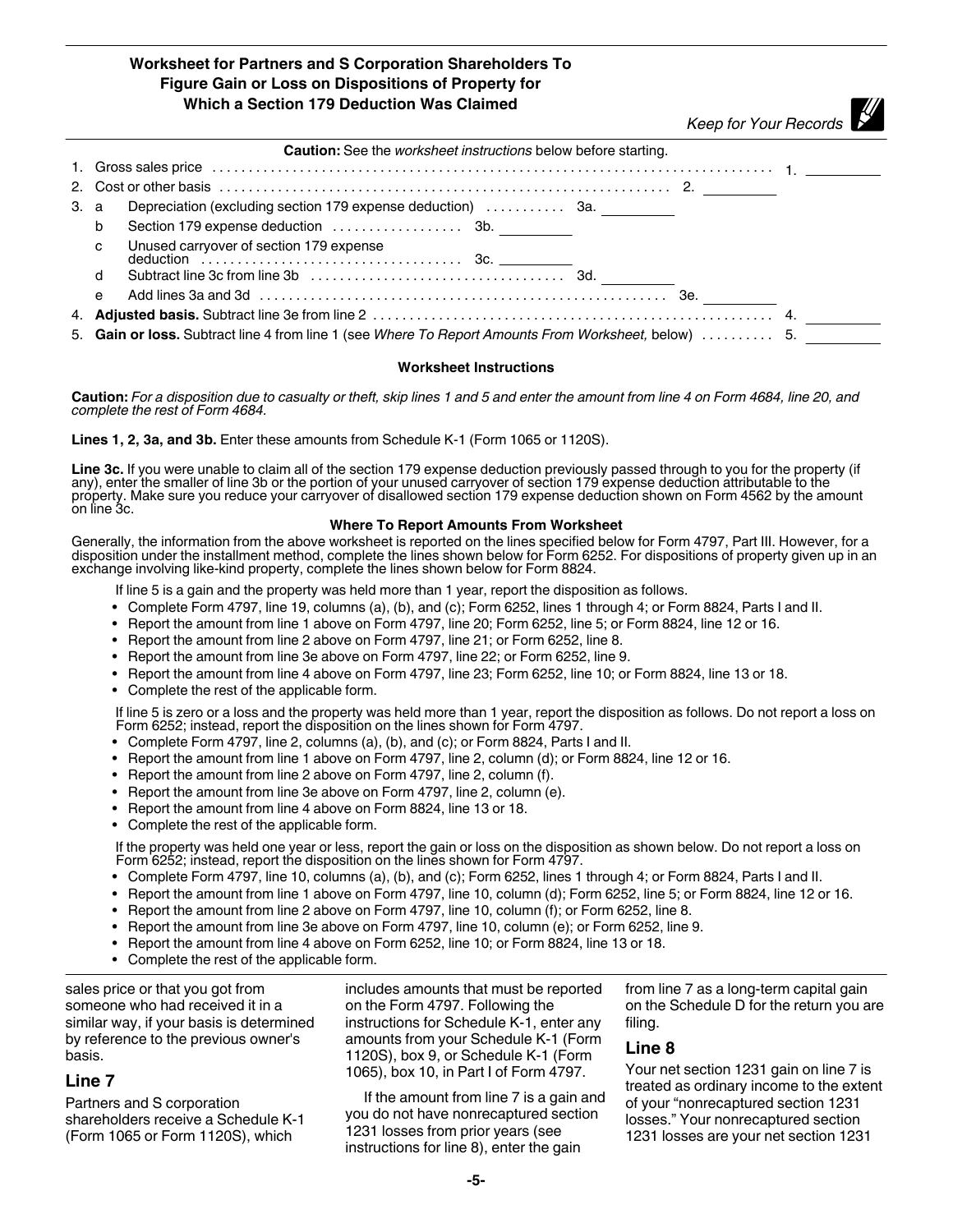## Worksheet for Partners and S Corporation Shareholders To Figure Gain or Loss on Dispositions of Property for Which a Section 179 Deduction Was Claimed

*Keep for Your Records*

**Caution:** See the *worksheet instructions* below before starting.

| | | | | | |
|---|---|---|---|---|---|
| 1. | | Gross sales price | | | 1. |
| 2. | | Cost or other basis | | 2. | |
| 3. | a | Depreciation (excluding section 179 expense deduction) | 3a. | | |
| | b | Section 179 expense deduction ... 3b. | | | |
| | c | Unused carryover of section 179 expense deduction ... 3c. | | | |
| | d | Subtract line 3c from line 3b | 3d. | | |
| | e | Add lines 3a and 3d | | 3e. | |
| 4. | | **Adjusted basis.** Subtract line 3e from line 2 | | | 4. |
| 5. | | **Gain or loss.** Subtract line 4 from line 1 (see *Where To Report Amounts From Worksheet,* below) | | | 5. |

### Worksheet Instructions

**Caution:** *For a disposition due to casualty or theft, skip lines 1 and 5 and enter the amount from line 4 on Form 4684, line 20, and complete the rest of Form 4684.*

**Lines 1, 2, 3a, and 3b.** Enter these amounts from Schedule K-1 (Form 1065 or 1120S).

**Line 3c.** If you were unable to claim all of the section 179 expense deduction previously passed through to you for the property (if any), enter the smaller of line 3b or the portion of your unused carryover of section 179 expense deduction attributable to the property. Make sure you reduce your carryover of disallowed section 179 expense deduction shown on Form 4562 by the amount on line 3c.

#### Where To Report Amounts From Worksheet

Generally, the information from the above worksheet is reported on the lines specified below for Form 4797, Part III. However, for a disposition under the installment method, complete the lines shown below for Form 6252. For dispositions of property given up in an exchange involving like-kind property, complete the lines shown below for Form 8824.

If line 5 is a gain and the property was held more than 1 year, report the disposition as follows.

- Complete Form 4797, line 19, columns (a), (b), and (c); Form 6252, lines 1 through 4; or Form 8824, Parts I and II.
- Report the amount from line 1 above on Form 4797, line 20; Form 6252, line 5; or Form 8824, line 12 or 16.
- Report the amount from line 2 above on Form 4797, line 21; or Form 6252, line 8.
- Report the amount from line 3e above on Form 4797, line 22; or Form 6252, line 9.
- Report the amount from line 4 above on Form 4797, line 23; Form 6252, line 10; or Form 8824, line 13 or 18.
- Complete the rest of the applicable form.

If line 5 is zero or a loss and the property was held more than 1 year, report the disposition as follows. Do not report a loss on Form 6252; instead, report the disposition on the lines shown for Form 4797.

- Complete Form 4797, line 2, columns (a), (b), and (c); or Form 8824, Parts I and II.
- Report the amount from line 1 above on Form 4797, line 2, column (d); or Form 8824, line 12 or 16.
- Report the amount from line 2 above on Form 4797, line 2, column (f).
- Report the amount from line 3e above on Form 4797, line 2, column (e).
- Report the amount from line 4 above on Form 8824, line 13 or 18.
- Complete the rest of the applicable form.

If the property was held one year or less, report the gain or loss on the disposition as shown below. Do not report a loss on Form 6252; instead, report the disposition on the lines shown for Form 4797.

- Complete Form 4797, line 10, columns (a), (b), and (c); Form 6252, lines 1 through 4; or Form 8824, Parts I and II.
- Report the amount from line 1 above on Form 4797, line 10, column (d); Form 6252, line 5; or Form 8824, line 12 or 16.
- Report the amount from line 2 above on Form 4797, line 10, column (f); or Form 6252, line 8.
- Report the amount from line 3e above on Form 4797, line 10, column (e); or Form 6252, line 9.
- Report the amount from line 4 above on Form 6252, line 10; or Form 8824, line 13 or 18.
- Complete the rest of the applicable form.

sales price or that you got from someone who had received it in a similar way, if your basis is determined by reference to the previous owner's basis.

## Line 7

Partners and S corporation shareholders receive a Schedule K-1 (Form 1065 or Form 1120S), which includes amounts that must be reported on the Form 4797. Following the instructions for Schedule K-1, enter any amounts from your Schedule K-1 (Form 1120S), box 9, or Schedule K-1 (Form 1065), box 10, in Part I of Form 4797.

If the amount from line 7 is a gain and you do not have nonrecaptured section 1231 losses from prior years (see instructions for line 8), enter the gain from line 7 as a long-term capital gain on the Schedule D for the return you are filing.

## Line 8

Your net section 1231 gain on line 7 is treated as ordinary income to the extent of your "nonrecaptured section 1231 losses." Your nonrecaptured section 1231 losses are your net section 1231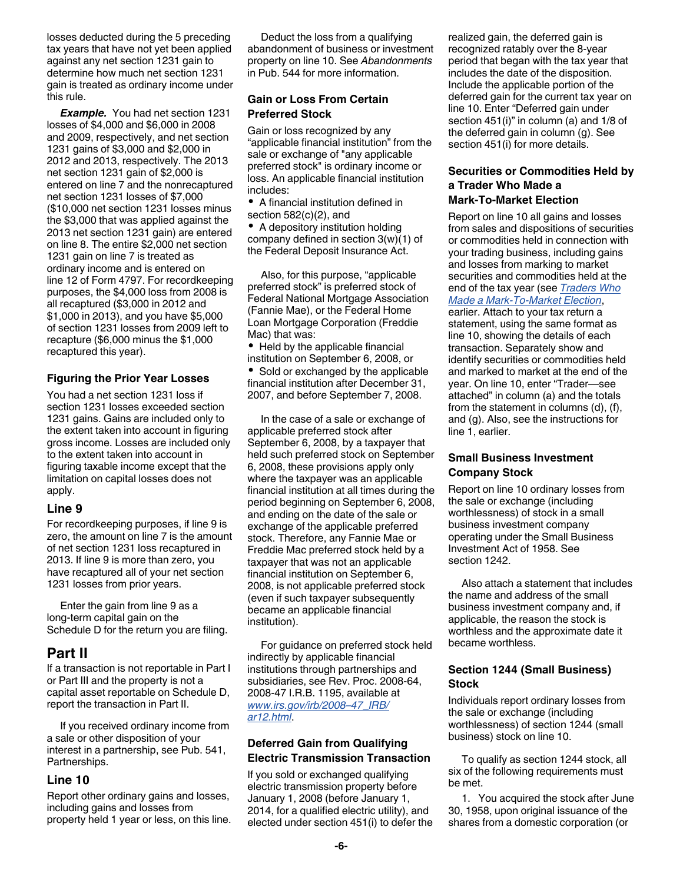losses deducted during the 5 preceding tax years that have not yet been applied against any net section 1231 gain to determine how much net section 1231 gain is treated as ordinary income under this rule.

***Example.*** You had net section 1231 losses of $4,000 and $6,000 in 2008 and 2009, respectively, and net section 1231 gains of $3,000 and $2,000 in 2012 and 2013, respectively. The 2013 net section 1231 gain of $2,000 is entered on line 7 and the nonrecaptured net section 1231 losses of $7,000 ($10,000 net section 1231 losses minus the $3,000 that was applied against the 2013 net section 1231 gain) are entered on line 8. The entire $2,000 net section 1231 gain on line 7 is treated as ordinary income and is entered on line 12 of Form 4797. For recordkeeping purposes, the $4,000 loss from 2008 is all recaptured ($3,000 in 2012 and $1,000 in 2013), and you have $5,000 of section 1231 losses from 2009 left to recapture ($6,000 minus the $1,000 recaptured this year).

### Figuring the Prior Year Losses

You had a net section 1231 loss if section 1231 losses exceeded section 1231 gains. Gains are included only to the extent taken into account in figuring gross income. Losses are included only to the extent taken into account in figuring taxable income except that the limitation on capital losses does not apply.

## Line 9

For recordkeeping purposes, if line 9 is zero, the amount on line 7 is the amount of net section 1231 loss recaptured in 2013. If line 9 is more than zero, you have recaptured all of your net section 1231 losses from prior years.

Enter the gain from line 9 as a long-term capital gain on the Schedule D for the return you are filing.

# Part II

If a transaction is not reportable in Part I or Part III and the property is not a capital asset reportable on Schedule D, report the transaction in Part II.

If you received ordinary income from a sale or other disposition of your interest in a partnership, see Pub. 541, Partnerships.

## Line 10

Report other ordinary gains and losses, including gains and losses from property held 1 year or less, on this line.

Deduct the loss from a qualifying abandonment of business or investment property on line 10. See *Abandonments* in Pub. 544 for more information.

### Gain or Loss From Certain Preferred Stock

Gain or loss recognized by any “applicable financial institution” from the sale or exchange of "any applicable preferred stock" is ordinary income or loss. An applicable financial institution includes:

- A financial institution defined in section 582(c)(2), and
- A depository institution holding company defined in section 3(w)(1) of the Federal Deposit Insurance Act.

Also, for this purpose, “applicable preferred stock” is preferred stock of Federal National Mortgage Association (Fannie Mae), or the Federal Home Loan Mortgage Corporation (Freddie Mac) that was:

- Held by the applicable financial institution on September 6, 2008, or
- Sold or exchanged by the applicable financial institution after December 31, 2007, and before September 7, 2008.

In the case of a sale or exchange of applicable preferred stock after September 6, 2008, by a taxpayer that held such preferred stock on September 6, 2008, these provisions apply only where the taxpayer was an applicable financial institution at all times during the period beginning on September 6, 2008, and ending on the date of the sale or exchange of the applicable preferred stock. Therefore, any Fannie Mae or Freddie Mac preferred stock held by a taxpayer that was not an applicable financial institution on September 6, 2008, is not applicable preferred stock (even if such taxpayer subsequently became an applicable financial institution).

For guidance on preferred stock held indirectly by applicable financial institutions through partnerships and subsidiaries, see Rev. Proc. 2008-64, 2008-47 I.R.B. 1195, available at www.irs.gov/irb/2008–47_IRB/ar12.html.

### Deferred Gain from Qualifying Electric Transmission Transaction

If you sold or exchanged qualifying electric transmission property before January 1, 2008 (before January 1, 2014, for a qualified electric utility), and elected under section 451(i) to defer the realized gain, the deferred gain is recognized ratably over the 8-year period that began with the tax year that includes the date of the disposition. Include the applicable portion of the deferred gain for the current tax year on line 10. Enter “Deferred gain under section 451(i)” in column (a) and 1/8 of the deferred gain in column (g). See section 451(i) for more details.

### Securities or Commodities Held by a Trader Who Made a Mark-To-Market Election

Report on line 10 all gains and losses from sales and dispositions of securities or commodities held in connection with your trading business, including gains and losses from marking to market securities and commodities held at the end of the tax year (see *Traders Who Made a Mark-To-Market Election*, earlier. Attach to your tax return a statement, using the same format as line 10, showing the details of each transaction. Separately show and identify securities or commodities held and marked to market at the end of the year. On line 10, enter “Trader—see attached” in column (a) and the totals from the statement in columns (d), (f), and (g). Also, see the instructions for line 1, earlier.

### Small Business Investment Company Stock

Report on line 10 ordinary losses from the sale or exchange (including worthlessness) of stock in a small business investment company operating under the Small Business Investment Act of 1958. See section 1242.

Also attach a statement that includes the name and address of the small business investment company and, if applicable, the reason the stock is worthless and the approximate date it became worthless.

### Section 1244 (Small Business) Stock

Individuals report ordinary losses from the sale or exchange (including worthlessness) of section 1244 (small business) stock on line 10.

To qualify as section 1244 stock, all six of the following requirements must be met.

1. You acquired the stock after June 30, 1958, upon original issuance of the shares from a domestic corporation (or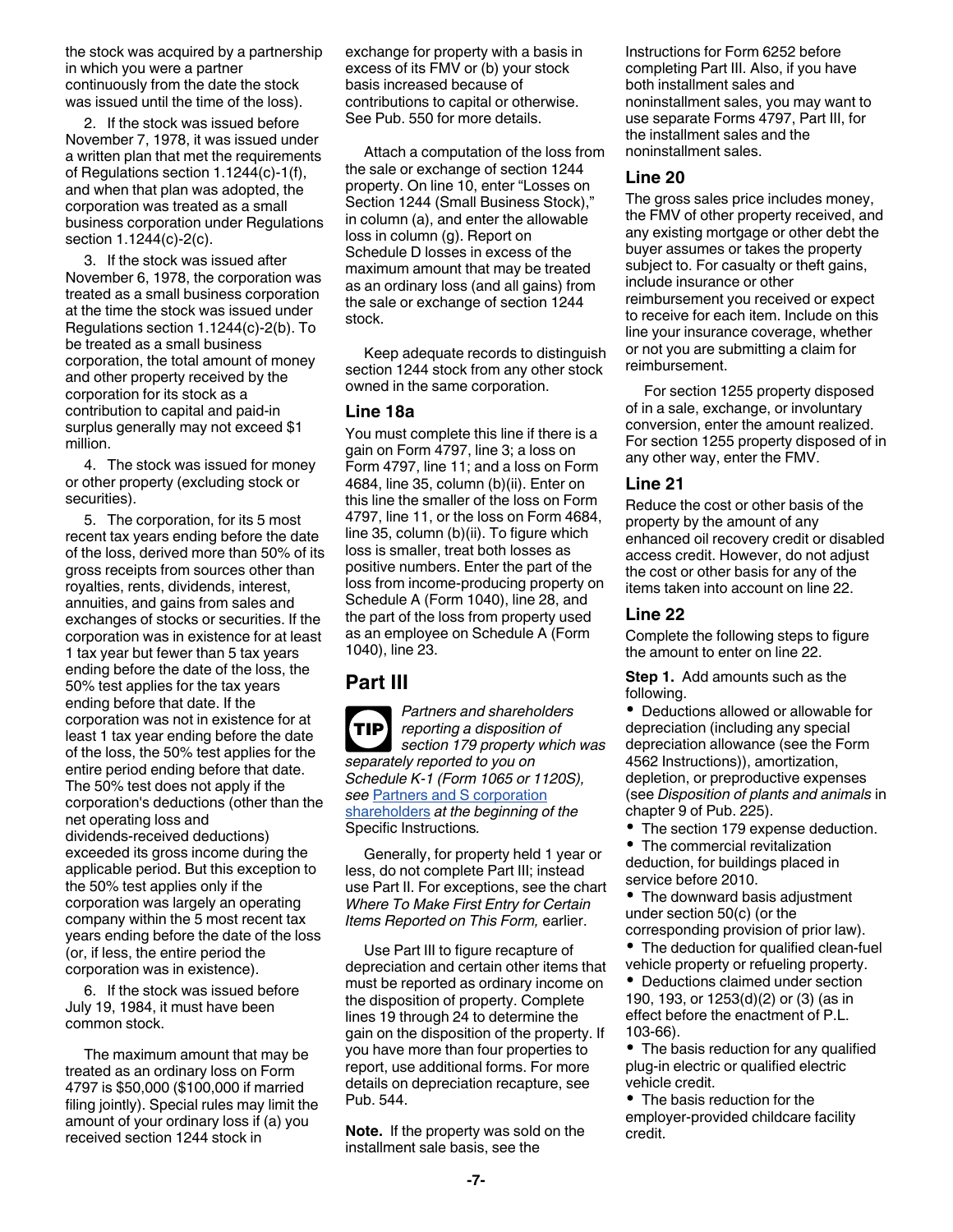the stock was acquired by a partnership in which you were a partner continuously from the date the stock was issued until the time of the loss).

2. If the stock was issued before November 7, 1978, it was issued under a written plan that met the requirements of Regulations section 1.1244(c)-1(f), and when that plan was adopted, the corporation was treated as a small business corporation under Regulations section 1.1244(c)-2(c).

3. If the stock was issued after November 6, 1978, the corporation was treated as a small business corporation at the time the stock was issued under Regulations section 1.1244(c)-2(b). To be treated as a small business corporation, the total amount of money and other property received by the corporation for its stock as a contribution to capital and paid-in surplus generally may not exceed $1 million.

4. The stock was issued for money or other property (excluding stock or securities).

5. The corporation, for its 5 most recent tax years ending before the date of the loss, derived more than 50% of its gross receipts from sources other than royalties, rents, dividends, interest, annuities, and gains from sales and exchanges of stocks or securities. If the corporation was in existence for at least 1 tax year but fewer than 5 tax years ending before the date of the loss, the 50% test applies for the tax years ending before that date. If the corporation was not in existence for at least 1 tax year ending before the date of the loss, the 50% test applies for the entire period ending before that date. The 50% test does not apply if the corporation's deductions (other than the net operating loss and dividends-received deductions) exceeded its gross income during the applicable period. But this exception to the 50% test applies only if the corporation was largely an operating company within the 5 most recent tax years ending before the date of the loss (or, if less, the entire period the corporation was in existence).

6. If the stock was issued before July 19, 1984, it must have been common stock.

The maximum amount that may be treated as an ordinary loss on Form 4797 is $50,000 ($100,000 if married filing jointly). Special rules may limit the amount of your ordinary loss if (a) you received section 1244 stock in exchange for property with a basis in excess of its FMV or (b) your stock basis increased because of contributions to capital or otherwise. See Pub. 550 for more details.

Attach a computation of the loss from the sale or exchange of section 1244 property. On line 10, enter "Losses on Section 1244 (Small Business Stock)," in column (a), and enter the allowable loss in column (g). Report on Schedule D losses in excess of the maximum amount that may be treated as an ordinary loss (and all gains) from the sale or exchange of section 1244 stock.

Keep adequate records to distinguish section 1244 stock from any other stock owned in the same corporation.

### Line 18a

You must complete this line if there is a gain on Form 4797, line 3; a loss on Form 4797, line 11; and a loss on Form 4684, line 35, column (b)(ii). Enter on this line the smaller of the loss on Form 4797, line 11, or the loss on Form 4684, line 35, column (b)(ii). To figure which loss is smaller, treat both losses as positive numbers. Enter the part of the loss from income-producing property on Schedule A (Form 1040), line 28, and the part of the loss from property used as an employee on Schedule A (Form 1040), line 23.

## Part III

**TIP** *Partners and shareholders reporting a disposition of section 179 property which was separately reported to you on Schedule K-1 (Form 1065 or 1120S), see* Partners and S corporation shareholders *at the beginning of the* Specific Instructions*.*

Generally, for property held 1 year or less, do not complete Part III; instead use Part II. For exceptions, see the chart *Where To Make First Entry for Certain Items Reported on This Form,* earlier.

Use Part III to figure recapture of depreciation and certain other items that must be reported as ordinary income on the disposition of property. Complete lines 19 through 24 to determine the gain on the disposition of the property. If you have more than four properties to report, use additional forms. For more details on depreciation recapture, see Pub. 544.

**Note.** If the property was sold on the installment sale basis, see the Instructions for Form 6252 before completing Part III. Also, if you have both installment sales and noninstallment sales, you may want to use separate Forms 4797, Part III, for the installment sales and the noninstallment sales.

### Line 20

The gross sales price includes money, the FMV of other property received, and any existing mortgage or other debt the buyer assumes or takes the property subject to. For casualty or theft gains, include insurance or other reimbursement you received or expect to receive for each item. Include on this line your insurance coverage, whether or not you are submitting a claim for reimbursement.

For section 1255 property disposed of in a sale, exchange, or involuntary conversion, enter the amount realized. For section 1255 property disposed of in any other way, enter the FMV.

### Line 21

Reduce the cost or other basis of the property by the amount of any enhanced oil recovery credit or disabled access credit. However, do not adjust the cost or other basis for any of the items taken into account on line 22.

### Line 22

Complete the following steps to figure the amount to enter on line 22.

**Step 1.** Add amounts such as the following.

- Deductions allowed or allowable for depreciation (including any special depreciation allowance (see the Form 4562 Instructions)), amortization, depletion, or preproductive expenses (see *Disposition of plants and animals* in chapter 9 of Pub. 225).
- The section 179 expense deduction.
- The commercial revitalization deduction, for buildings placed in service before 2010.
- The downward basis adjustment under section 50(c) (or the corresponding provision of prior law).
- The deduction for qualified clean-fuel vehicle property or refueling property.
- Deductions claimed under section 190, 193, or 1253(d)(2) or (3) (as in effect before the enactment of P.L. 103-66).
- The basis reduction for any qualified plug-in electric or qualified electric vehicle credit.
- The basis reduction for the employer-provided childcare facility credit.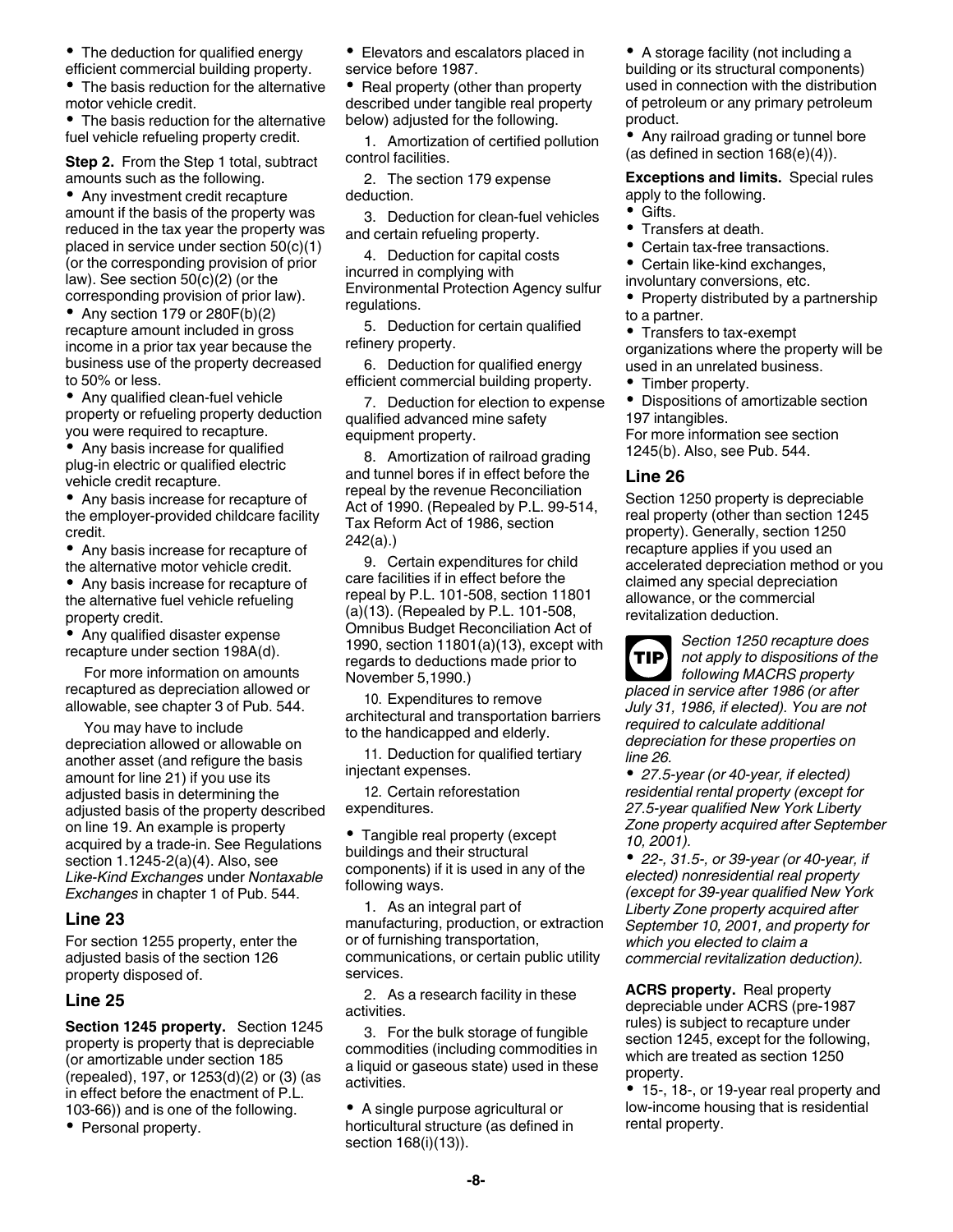- The deduction for qualified energy efficient commercial building property.
- The basis reduction for the alternative motor vehicle credit.
- The basis reduction for the alternative fuel vehicle refueling property credit.

**Step 2.** From the Step 1 total, subtract amounts such as the following.

- Any investment credit recapture amount if the basis of the property was reduced in the tax year the property was placed in service under section 50(c)(1) (or the corresponding provision of prior law). See section 50(c)(2) (or the corresponding provision of prior law).
- Any section 179 or 280F(b)(2) recapture amount included in gross income in a prior tax year because the business use of the property decreased to 50% or less.
- Any qualified clean-fuel vehicle property or refueling property deduction you were required to recapture.
- Any basis increase for qualified plug-in electric or qualified electric vehicle credit recapture.
- Any basis increase for recapture of the employer-provided childcare facility credit.
- Any basis increase for recapture of the alternative motor vehicle credit.
- Any basis increase for recapture of the alternative fuel vehicle refueling property credit.
- Any qualified disaster expense recapture under section 198A(d).

For more information on amounts recaptured as depreciation allowed or allowable, see chapter 3 of Pub. 544.

You may have to include depreciation allowed or allowable on another asset (and refigure the basis amount for line 21) if you use its adjusted basis in determining the adjusted basis of the property described on line 19. An example is property acquired by a trade-in. See Regulations section 1.1245-2(a)(4). Also, see *Like-Kind Exchanges* under *Nontaxable Exchanges* in chapter 1 of Pub. 544.

## Line 23

For section 1255 property, enter the adjusted basis of the section 126 property disposed of.

## Line 25

**Section 1245 property.** Section 1245 property is property that is depreciable (or amortizable under section 185 (repealed), 197, or 1253(d)(2) or (3) (as in effect before the enactment of P.L. 103-66)) and is one of the following.

- Personal property.
- Elevators and escalators placed in service before 1987.
- Real property (other than property described under tangible real property below) adjusted for the following.

1. Amortization of certified pollution control facilities.
2. The section 179 expense deduction.
3. Deduction for clean-fuel vehicles and certain refueling property.
4. Deduction for capital costs incurred in complying with Environmental Protection Agency sulfur regulations.
5. Deduction for certain qualified refinery property.
6. Deduction for qualified energy efficient commercial building property.
7. Deduction for election to expense qualified advanced mine safety equipment property.
8. Amortization of railroad grading and tunnel bores if in effect before the repeal by the revenue Reconciliation Act of 1990. (Repealed by P.L. 99-514, Tax Reform Act of 1986, section 242(a).)
9. Certain expenditures for child care facilities if in effect before the repeal by P.L. 101-508, section 11801 (a)(13). (Repealed by P.L. 101-508, Omnibus Budget Reconciliation Act of 1990, section 11801(a)(13), except with regards to deductions made prior to November 5,1990.)
10. Expenditures to remove architectural and transportation barriers to the handicapped and elderly.
11. Deduction for qualified tertiary injectant expenses.
12. Certain reforestation expenditures.

- Tangible real property (except buildings and their structural components) if it is used in any of the following ways.

1. As an integral part of manufacturing, production, or extraction or of furnishing transportation, communications, or certain public utility services.
2. As a research facility in these activities.
3. For the bulk storage of fungible commodities (including commodities in a liquid or gaseous state) used in these activities.

- A single purpose agricultural or horticultural structure (as defined in section 168(i)(13)).
- A storage facility (not including a building or its structural components) used in connection with the distribution of petroleum or any primary petroleum product.
- Any railroad grading or tunnel bore (as defined in section 168(e)(4)).

**Exceptions and limits.** Special rules apply to the following.

- Gifts.
- Transfers at death.
- Certain tax-free transactions.
- Certain like-kind exchanges, involuntary conversions, etc.
- Property distributed by a partnership to a partner.
- Transfers to tax-exempt organizations where the property will be used in an unrelated business.
- Timber property.
- Dispositions of amortizable section 197 intangibles.

For more information see section 1245(b). Also, see Pub. 544.

## Line 26

Section 1250 property is depreciable real property (other than section 1245 property). Generally, section 1250 recapture applies if you used an accelerated depreciation method or you claimed any special depreciation allowance, or the commercial revitalization deduction.

**TIP** *Section 1250 recapture does not apply to dispositions of the following MACRS property placed in service after 1986 (or after July 31, 1986, if elected). You are not required to calculate additional depreciation for these properties on line 26.*

- *27.5-year (or 40-year, if elected) residential rental property (except for 27.5-year qualified New York Liberty Zone property acquired after September 10, 2001).*
- *22-, 31.5-, or 39-year (or 40-year, if elected) nonresidential real property (except for 39-year qualified New York Liberty Zone property acquired after September 10, 2001, and property for which you elected to claim a commercial revitalization deduction).*

**ACRS property.** Real property depreciable under ACRS (pre-1987 rules) is subject to recapture under section 1245, except for the following, which are treated as section 1250 property.

- 15-, 18-, or 19-year real property and low-income housing that is residential rental property.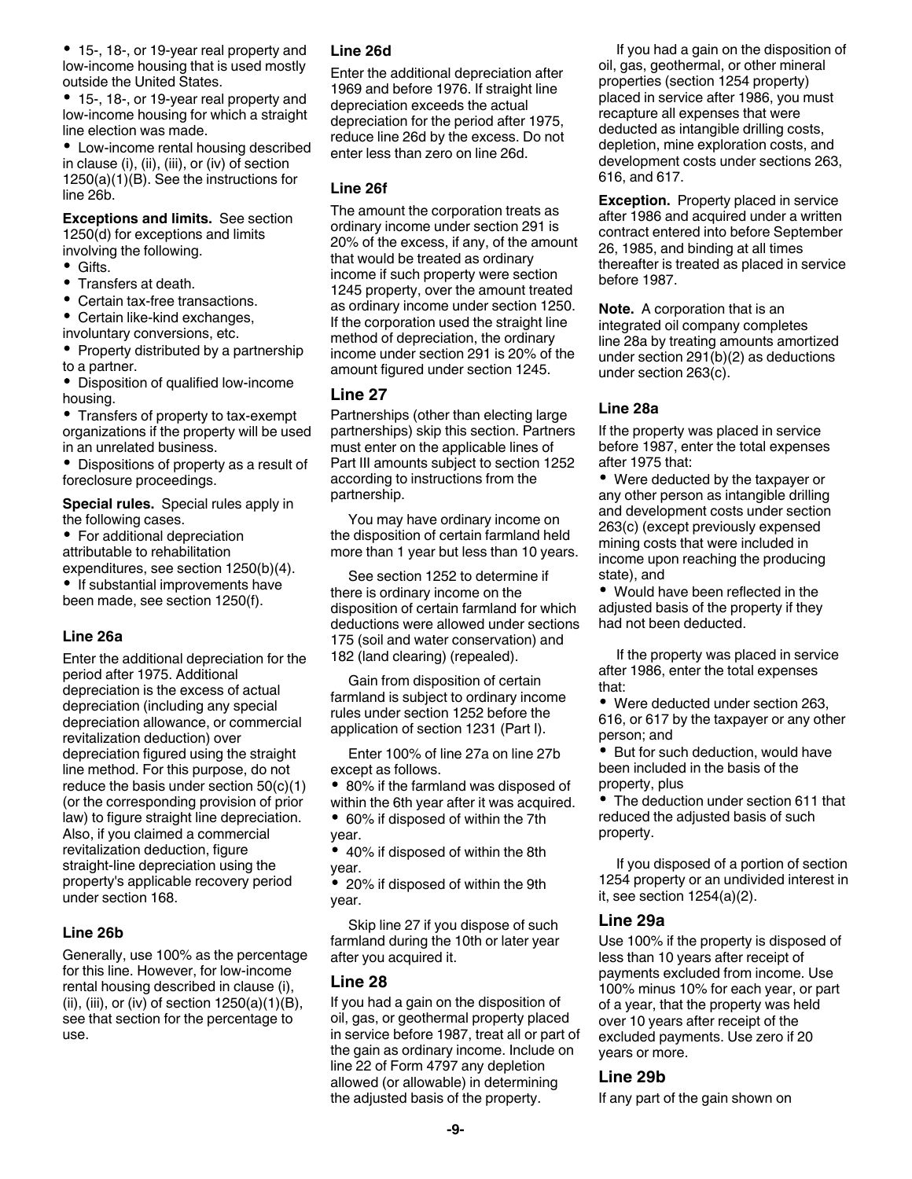- 15-, 18-, or 19-year real property and low-income housing that is used mostly outside the United States.
- 15-, 18-, or 19-year real property and low-income housing for which a straight line election was made.
- Low-income rental housing described in clause (i), (ii), (iii), or (iv) of section 1250(a)(1)(B). See the instructions for line 26b.

**Exceptions and limits.** See section 1250(d) for exceptions and limits involving the following.

- Gifts.
- Transfers at death.
- Certain tax-free transactions.
- Certain like-kind exchanges, involuntary conversions, etc.
- Property distributed by a partnership to a partner.
- Disposition of qualified low-income housing.
- Transfers of property to tax-exempt organizations if the property will be used in an unrelated business.
- Dispositions of property as a result of foreclosure proceedings.

**Special rules.** Special rules apply in the following cases.

- For additional depreciation attributable to rehabilitation expenditures, see section 1250(b)(4).
- If substantial improvements have been made, see section 1250(f).

### Line 26a

Enter the additional depreciation for the period after 1975. Additional depreciation is the excess of actual depreciation (including any special depreciation allowance, or commercial revitalization deduction) over depreciation figured using the straight line method. For this purpose, do not reduce the basis under section 50(c)(1) (or the corresponding provision of prior law) to figure straight line depreciation. Also, if you claimed a commercial revitalization deduction, figure straight-line depreciation using the property's applicable recovery period under section 168.

### Line 26b

Generally, use 100% as the percentage for this line. However, for low-income rental housing described in clause (i), (ii), (iii), or (iv) of section 1250(a)(1)(B), see that section for the percentage to use.

### Line 26d

Enter the additional depreciation after 1969 and before 1976. If straight line depreciation exceeds the actual depreciation for the period after 1975, reduce line 26d by the excess. Do not enter less than zero on line 26d.

### Line 26f

The amount the corporation treats as ordinary income under section 291 is 20% of the excess, if any, of the amount that would be treated as ordinary income if such property were section 1245 property, over the amount treated as ordinary income under section 1250. If the corporation used the straight line method of depreciation, the ordinary income under section 291 is 20% of the amount figured under section 1245.

## Line 27

Partnerships (other than electing large partnerships) skip this section. Partners must enter on the applicable lines of Part III amounts subject to section 1252 according to instructions from the partnership.

You may have ordinary income on the disposition of certain farmland held more than 1 year but less than 10 years.

See section 1252 to determine if there is ordinary income on the disposition of certain farmland for which deductions were allowed under sections 175 (soil and water conservation) and 182 (land clearing) (repealed).

Gain from disposition of certain farmland is subject to ordinary income rules under section 1252 before the application of section 1231 (Part I).

Enter 100% of line 27a on line 27b except as follows.

- 80% if the farmland was disposed of within the 6th year after it was acquired.
- 60% if disposed of within the 7th year.
- 40% if disposed of within the 8th year.
- 20% if disposed of within the 9th year.

Skip line 27 if you dispose of such farmland during the 10th or later year after you acquired it.

## Line 28

If you had a gain on the disposition of oil, gas, or geothermal property placed in service before 1987, treat all or part of the gain as ordinary income. Include on line 22 of Form 4797 any depletion allowed (or allowable) in determining the adjusted basis of the property.

If you had a gain on the disposition of oil, gas, geothermal, or other mineral properties (section 1254 property) placed in service after 1986, you must recapture all expenses that were deducted as intangible drilling costs, depletion, mine exploration costs, and development costs under sections 263, 616, and 617.

**Exception.** Property placed in service after 1986 and acquired under a written contract entered into before September 26, 1985, and binding at all times thereafter is treated as placed in service before 1987.

**Note.** A corporation that is an integrated oil company completes line 28a by treating amounts amortized under section 291(b)(2) as deductions under section 263(c).

### Line 28a

If the property was placed in service before 1987, enter the total expenses after 1975 that:

- Were deducted by the taxpayer or any other person as intangible drilling and development costs under section 263(c) (except previously expensed mining costs that were included in income upon reaching the producing state), and
- Would have been reflected in the adjusted basis of the property if they had not been deducted.

If the property was placed in service after 1986, enter the total expenses that:

- Were deducted under section 263, 616, or 617 by the taxpayer or any other person; and
- But for such deduction, would have been included in the basis of the property, plus
- The deduction under section 611 that reduced the adjusted basis of such property.

If you disposed of a portion of section 1254 property or an undivided interest in it, see section 1254(a)(2).

## Line 29a

Use 100% if the property is disposed of less than 10 years after receipt of payments excluded from income. Use 100% minus 10% for each year, or part of a year, that the property was held over 10 years after receipt of the excluded payments. Use zero if 20 years or more.

## Line 29b

If any part of the gain shown on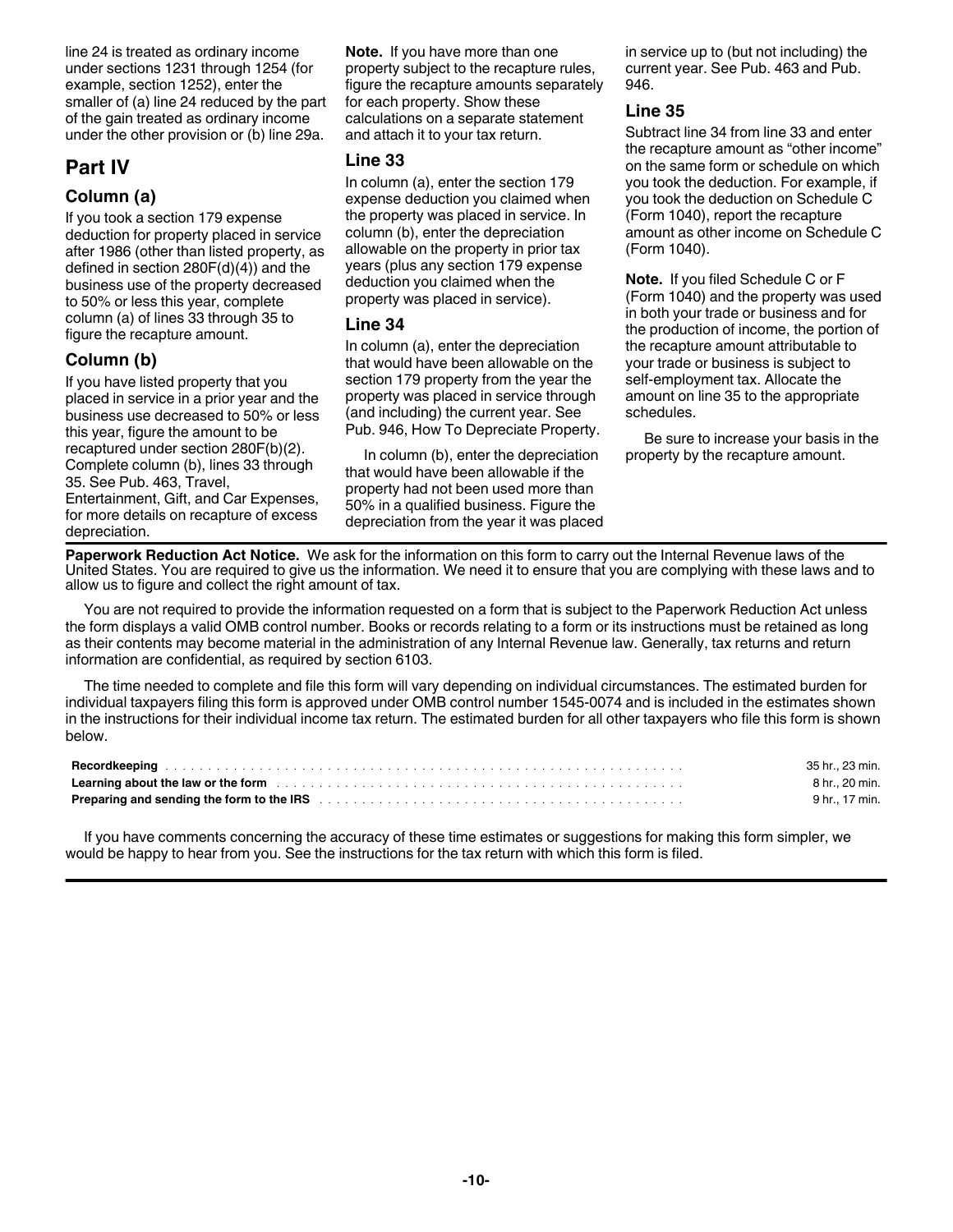line 24 is treated as ordinary income under sections 1231 through 1254 (for example, section 1252), enter the smaller of (a) line 24 reduced by the part of the gain treated as ordinary income under the other provision or (b) line 29a.

## Part IV

### Column (a)

If you took a section 179 expense deduction for property placed in service after 1986 (other than listed property, as defined in section 280F(d)(4)) and the business use of the property decreased to 50% or less this year, complete column (a) of lines 33 through 35 to figure the recapture amount.

### Column (b)

If you have listed property that you placed in service in a prior year and the business use decreased to 50% or less this year, figure the amount to be recaptured under section 280F(b)(2). Complete column (b), lines 33 through 35. See Pub. 463, Travel, Entertainment, Gift, and Car Expenses, for more details on recapture of excess depreciation.

**Note.** If you have more than one property subject to the recapture rules, figure the recapture amounts separately for each property. Show these calculations on a separate statement and attach it to your tax return.

### Line 33

In column (a), enter the section 179 expense deduction you claimed when the property was placed in service. In column (b), enter the depreciation allowable on the property in prior tax years (plus any section 179 expense deduction you claimed when the property was placed in service).

### Line 34

In column (a), enter the depreciation that would have been allowable on the section 179 property from the year the property was placed in service through (and including) the current year. See Pub. 946, How To Depreciate Property.

In column (b), enter the depreciation that would have been allowable if the property had not been used more than 50% in a qualified business. Figure the depreciation from the year it was placed in service up to (but not including) the current year. See Pub. 463 and Pub. 946.

### Line 35

Subtract line 34 from line 33 and enter the recapture amount as “other income” on the same form or schedule on which you took the deduction. For example, if you took the deduction on Schedule C (Form 1040), report the recapture amount as other income on Schedule C (Form 1040).

**Note.** If you filed Schedule C or F (Form 1040) and the property was used in both your trade or business and for the production of income, the portion of the recapture amount attributable to your trade or business is subject to self-employment tax. Allocate the amount on line 35 to the appropriate schedules.

Be sure to increase your basis in the property by the recapture amount.

---

**Paperwork Reduction Act Notice.** We ask for the information on this form to carry out the Internal Revenue laws of the United States. You are required to give us the information. We need it to ensure that you are complying with these laws and to allow us to figure and collect the right amount of tax.

You are not required to provide the information requested on a form that is subject to the Paperwork Reduction Act unless the form displays a valid OMB control number. Books or records relating to a form or its instructions must be retained as long as their contents may become material in the administration of any Internal Revenue law. Generally, tax returns and return information are confidential, as required by section 6103.

The time needed to complete and file this form will vary depending on individual circumstances. The estimated burden for individual taxpayers filing this form is approved under OMB control number 1545-0074 and is included in the estimates shown in the instructions for their individual income tax return. The estimated burden for all other taxpayers who file this form is shown below.

| | |
|---|---|
| **Recordkeeping** | 35 hr., 23 min. |
| **Learning about the law or the form** | 8 hr., 20 min. |
| **Preparing and sending the form to the IRS** | 9 hr., 17 min. |

If you have comments concerning the accuracy of these time estimates or suggestions for making this form simpler, we would be happy to hear from you. See the instructions for the tax return with which this form is filed.